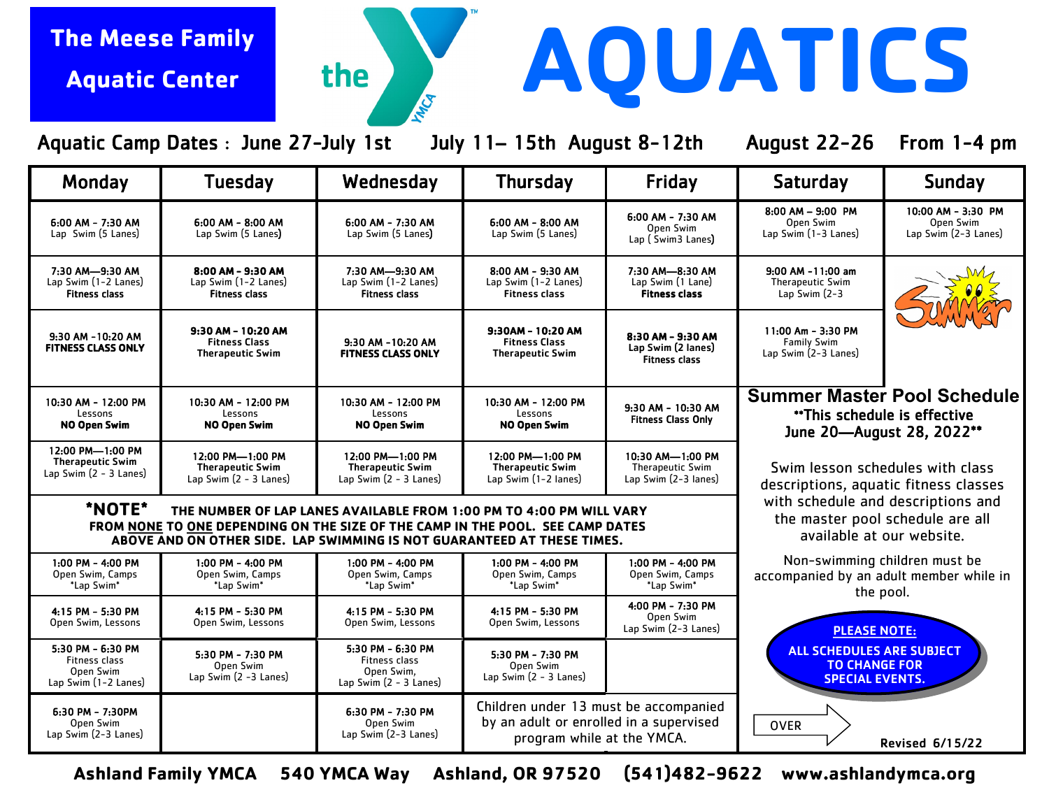# The Meese Family Aquatic Center

# AQUATICS

**Aquatic Camp Dates : June 27-July 1st July 11– 15th August 8-12th August 22-26 From 1-4 pm**

| Monday | Tuesday | Wednesday | Thursday | Friday | Saturday | Sunday |
|---|---|---|---|---|---|---|
| **6:00 AM - 7:30 AM** Lap Swim (5 Lanes) | **6:00 AM - 8:00 AM** Lap Swim (5 Lanes) | **6:00 AM - 7:30 AM** Lap Swim (5 Lanes) | **6:00 AM - 8:00 AM** Lap Swim (5 Lanes) | **6:00 AM - 7:30 AM** Open Swim Lap ( Swim3 Lanes) | **8:00 AM – 9:00 PM** Open Swim Lap Swim (1-3 Lanes) | **10:00 AM - 3:30 PM** Open Swim Lap Swim (2-3 Lanes) |
| **7:30 AM—9:30 AM** Lap Swim (1-2 Lanes) **Fitness class** | **8:00 AM - 9:30 AM** Lap Swim (1-2 Lanes) **Fitness class** | **7:30 AM—9:30 AM** Lap Swim (1-2 Lanes) **Fitness class** | **8:00 AM - 9:30 AM** Lap Swim (1-2 Lanes) **Fitness class** | **7:30 AM—8:30 AM** Lap Swim (1 Lane) **Fitness class** | **9:00 AM -11:00 am** Therapeutic Swim Lap Swim (2-3 | Summer |
| **9:30 AM -10:20 AM** **FITNESS CLASS ONLY** | **9:30 AM - 10:20 AM** Fitness Class Therapeutic Swim | **9:30 AM -10:20 AM** **FITNESS CLASS ONLY** | **9:30AM - 10:20 AM** Fitness Class Therapeutic Swim | **8:30 AM - 9:30 AM** Lap Swim (2 lanes) Fitness class | **11:00 Am - 3:30 PM** Family Swim Lap Swim (2-3 Lanes) | |
| **10:30 AM - 12:00 PM** Lessons **NO Open Swim** | **10:30 AM - 12:00 PM** Lessons **NO Open Swim** | **10:30 AM - 12:00 PM** Lessons **NO Open Swim** | **10:30 AM - 12:00 PM** Lessons **NO Open Swim** | **9:30 AM - 10:30 AM** Fitness Class Only | | |
| **12:00 PM—1:00 PM** Therapeutic Swim Lap Swim (2 - 3 Lanes) | **12:00 PM—1:00 PM** Therapeutic Swim Lap Swim (2 - 3 Lanes) | **12:00 PM—1:00 PM** Therapeutic Swim Lap Swim (2 - 3 Lanes) | **12:00 PM—1:00 PM** Therapeutic Swim Lap Swim (1-2 lanes) | **10:30 AM—1:00 PM** Therapeutic Swim Lap Swim (2-3 lanes) | | |
| **\*NOTE\* THE NUMBER OF LAP LANES AVAILABLE FROM 1:00 PM TO 4:00 PM WILL VARY FROM NONE TO ONE DEPENDING ON THE SIZE OF THE CAMP IN THE POOL. SEE CAMP DATES ABOVE AND ON OTHER SIDE. LAP SWIMMING IS NOT GUARANTEED AT THESE TIMES.** | | | | | | |
| **1:00 PM - 4:00 PM** Open Swim, Camps \*Lap Swim\* | **1:00 PM - 4:00 PM** Open Swim, Camps \*Lap Swim\* | **1:00 PM - 4:00 PM** Open Swim, Camps \*Lap Swim\* | **1:00 PM - 4:00 PM** Open Swim, Camps \*Lap Swim\* | **1:00 PM - 4:00 PM** Open Swim, Camps \*Lap Swim\* | | |
| **4:15 PM - 5:30 PM** Open Swim, Lessons | **4:15 PM - 5:30 PM** Open Swim, Lessons | **4:15 PM - 5:30 PM** Open Swim, Lessons | **4:15 PM - 5:30 PM** Open Swim, Lessons | **4:00 PM - 7:30 PM** Open Swim Lap Swim (2-3 Lanes) | | |
| **5:30 PM - 6:30 PM** Fitness class Open Swim Lap Swim (1-2 Lanes) | **5:30 PM - 7:30 PM** Open Swim Lap Swim (2 -3 Lanes) | **5:30 PM - 6:30 PM** Fitness class Open Swim, Lap Swim (2 - 3 Lanes) | **5:30 PM - 7:30 PM** Open Swim Lap Swim (2 - 3 Lanes) | | | |
| **6:30 PM - 7:30PM** Open Swim Lap Swim (2-3 Lanes) | | **6:30 PM - 7:30 PM** Open Swim Lap Swim (2-3 Lanes) | Children under 13 must be accompanied by an adult or enrolled in a supervised program while at the YMCA. | | | |

## Summer Master Pool Schedule

**\*\*This schedule is effective June 20—August 28, 2022\*\***

Swim lesson schedules with class descriptions, aquatic fitness classes with schedule and descriptions and the master pool schedule are all available at our website.

Non-swimming children must be accompanied by an adult member while in the pool.

**PLEASE NOTE:**

**ALL SCHEDULES ARE SUBJECT TO CHANGE FOR SPECIAL EVENTS.**

OVER

**Revised 6/15/22**

**Ashland Family YMCA 540 YMCA Way Ashland, OR 97520 (541)482-9622 www.ashlandymca.org**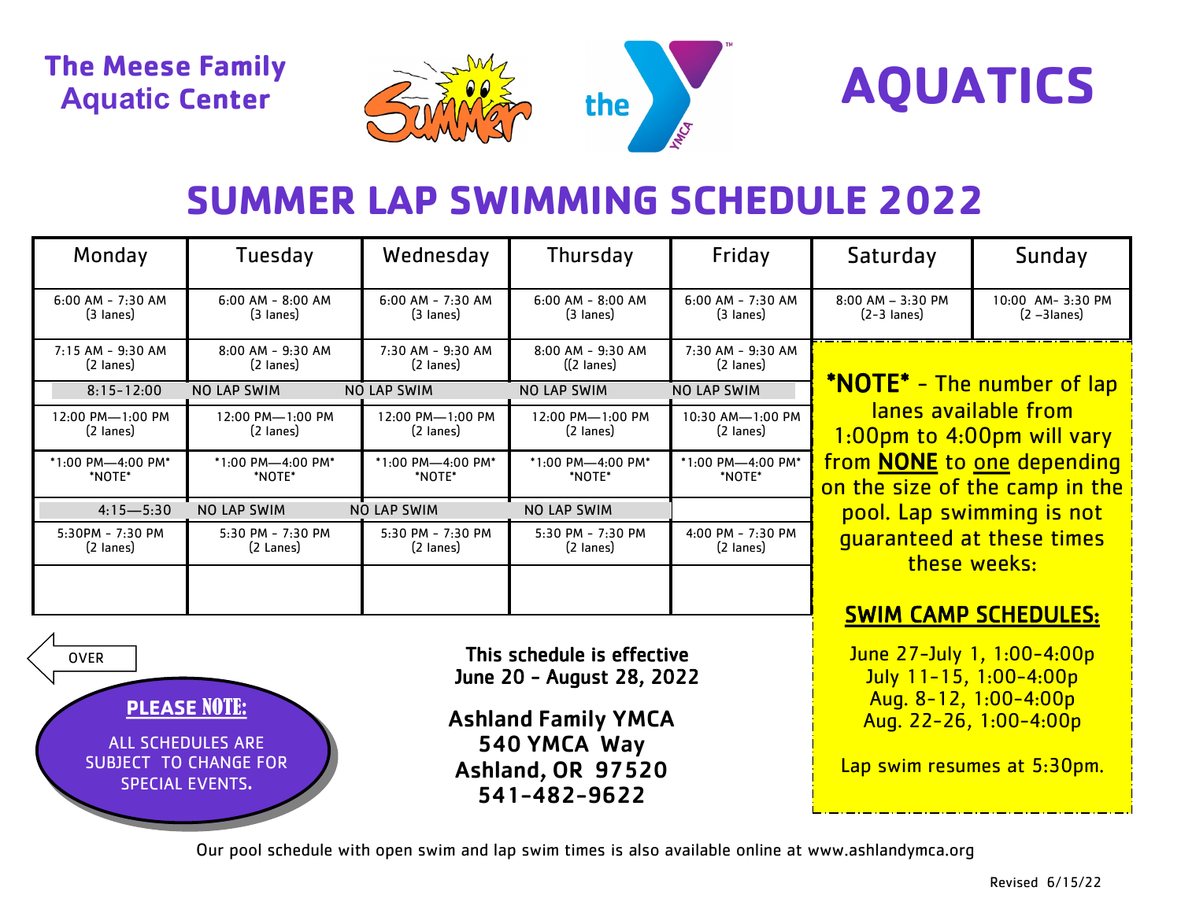The Meese Family Aquatic Center

# AQUATICS

# SUMMER LAP SWIMMING SCHEDULE 2022

| Monday | Tuesday | Wednesday | Thursday | Friday | Saturday | Sunday |
|---|---|---|---|---|---|---|
| 6:00 AM - 7:30 AM (3 lanes) | 6:00 AM - 8:00 AM (3 lanes) | 6:00 AM - 7:30 AM (3 lanes) | 6:00 AM - 8:00 AM (3 lanes) | 6:00 AM - 7:30 AM (3 lanes) | 8:00 AM – 3:30 PM (2-3 lanes) | 10:00 AM- 3:30 PM (2 –3lanes) |
| 7:15 AM - 9:30 AM (2 lanes) | 8:00 AM - 9:30 AM (2 lanes) | 7:30 AM - 9:30 AM (2 lanes) | 8:00 AM - 9:30 AM ((2 lanes) | 7:30 AM - 9:30 AM (2 lanes) | | |
| 8:15-12:00 | NO LAP SWIM | NO LAP SWIM | NO LAP SWIM | NO LAP SWIM | | |
| 12:00 PM—1:00 PM (2 lanes) | 12:00 PM—1:00 PM (2 lanes) | 12:00 PM—1:00 PM (2 lanes) | 12:00 PM—1:00 PM (2 lanes) | 10:30 AM—1:00 PM (2 lanes) | | |
| *1:00 PM—4:00 PM* *NOTE* | *1:00 PM—4:00 PM* *NOTE* | *1:00 PM—4:00 PM* *NOTE* | *1:00 PM—4:00 PM* *NOTE* | *1:00 PM—4:00 PM* *NOTE* | | |
| 4:15—5:30 | NO LAP SWIM | NO LAP SWIM | NO LAP SWIM | | | |
| 5:30PM - 7:30 PM (2 lanes) | 5:30 PM - 7:30 PM (2 Lanes) | 5:30 PM - 7:30 PM (2 lanes) | 5:30 PM - 7:30 PM (2 lanes) | 4:00 PM - 7:30 PM (2 lanes) | | |

**\*NOTE\*** - The number of lap lanes available from 1:00pm to 4:00pm will vary from **NONE** to one depending on the size of the camp in the pool. Lap swimming is not guaranteed at these times these weeks:

**SWIM CAMP SCHEDULES:**

June 27-July 1, 1:00-4:00p
July 11-15, 1:00-4:00p
Aug. 8-12, 1:00-4:00p
Aug. 22-26, 1:00-4:00p

Lap swim resumes at 5:30pm.

OVER

**PLEASE NOTE:**

ALL SCHEDULES ARE SUBJECT TO CHANGE FOR SPECIAL EVENTS.

**This schedule is effective June 20 - August 28, 2022**

**Ashland Family YMCA**
**540 YMCA Way**
**Ashland, OR 97520**
**541-482-9622**

Our pool schedule with open swim and lap swim times is also available online at www.ashlandymca.org

Revised 6/15/22